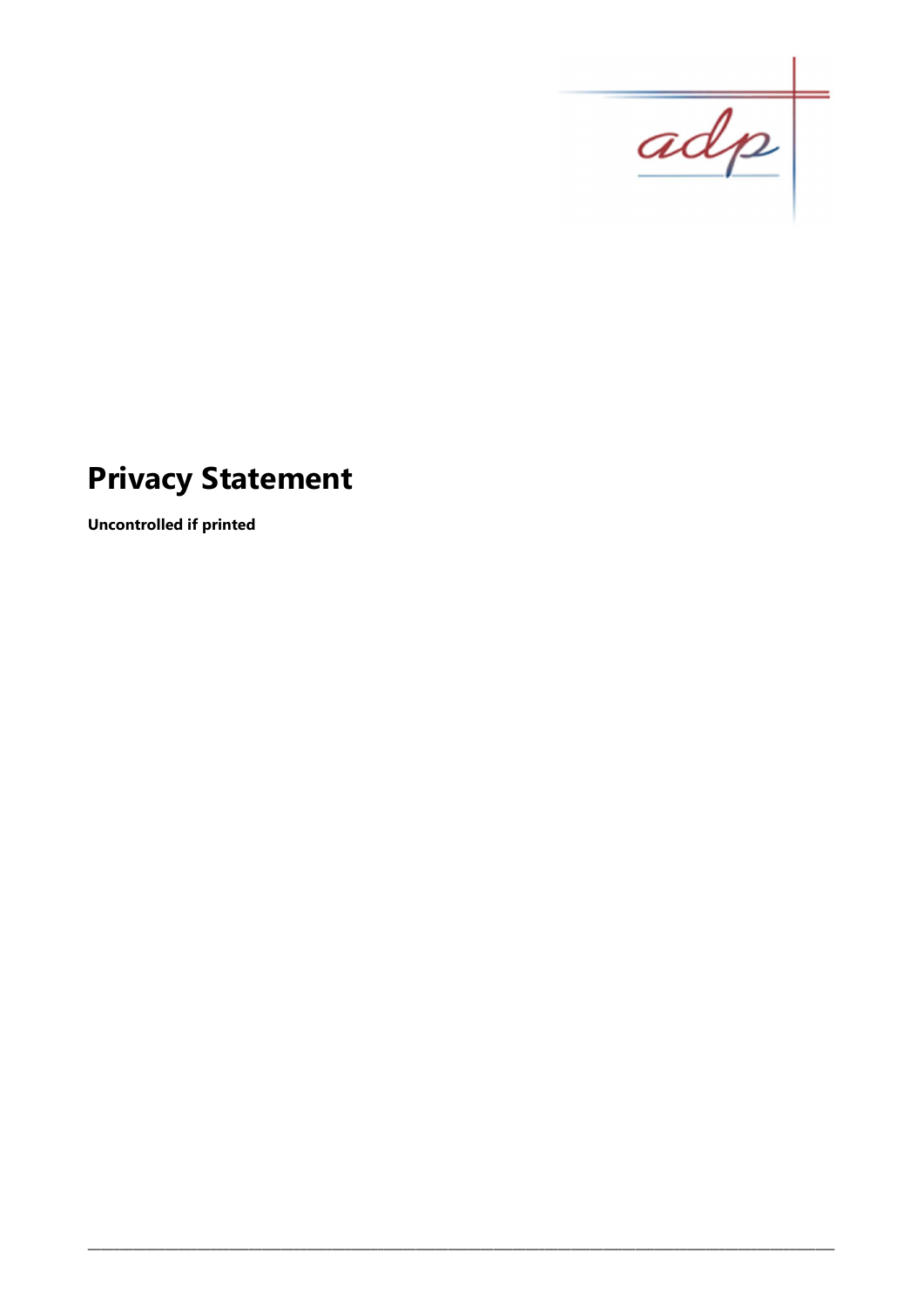# Privacy Statement

**Uncontrolled if printed**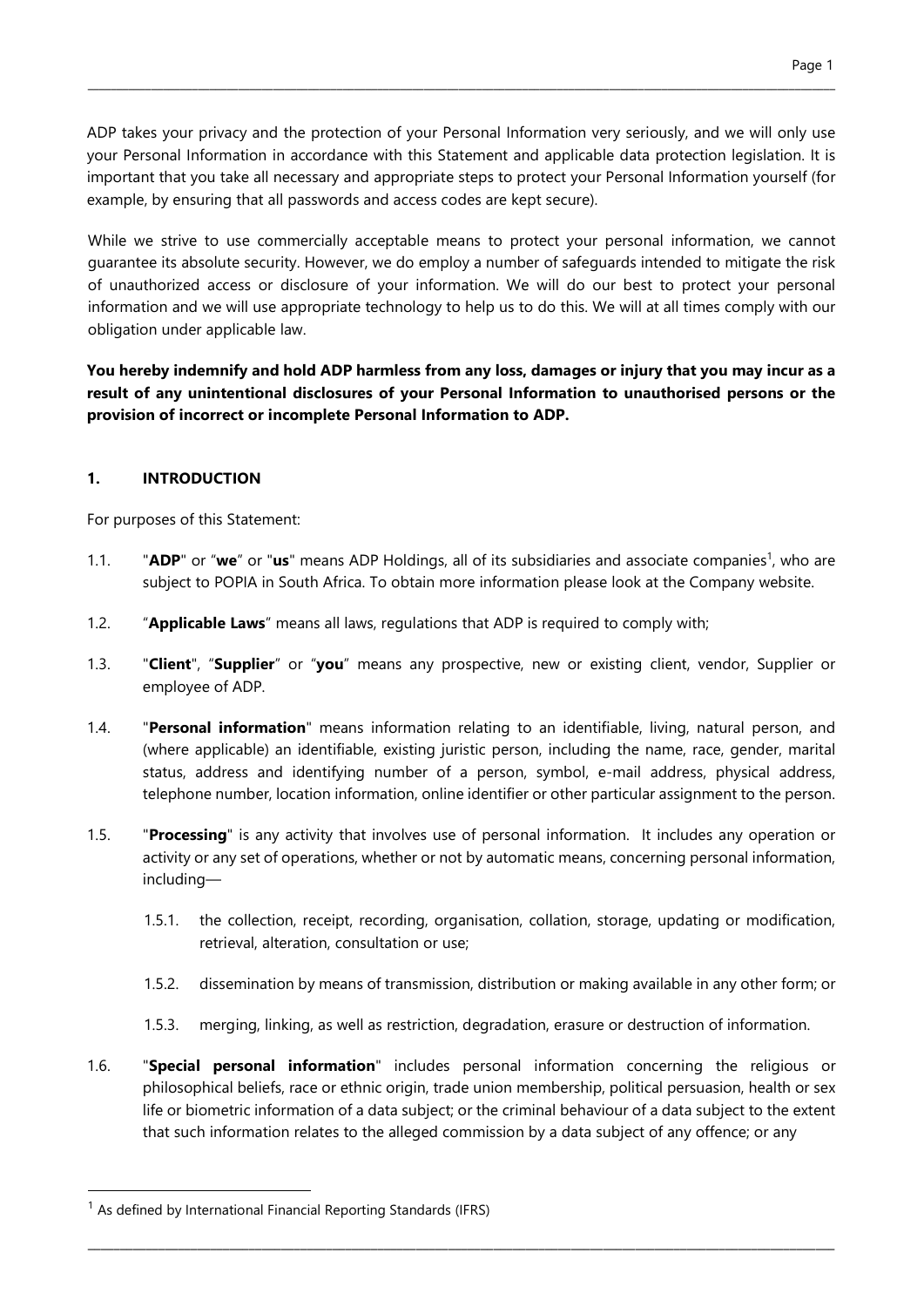ADP takes your privacy and the protection of your Personal Information very seriously, and we will only use your Personal Information in accordance with this Statement and applicable data protection legislation. It is important that you take all necessary and appropriate steps to protect your Personal Information yourself (for example, by ensuring that all passwords and access codes are kept secure).

While we strive to use commercially acceptable means to protect your personal information, we cannot guarantee its absolute security. However, we do employ a number of safeguards intended to mitigate the risk of unauthorized access or disclosure of your information. We will do our best to protect your personal information and we will use appropriate technology to help us to do this. We will at all times comply with our obligation under applicable law.

**You hereby indemnify and hold ADP harmless from any loss, damages or injury that you may incur as a result of any unintentional disclosures of your Personal Information to unauthorised persons or the provision of incorrect or incomplete Personal Information to ADP.**

## 1. INTRODUCTION

For purposes of this Statement:

1.1. "**ADP**" or "**we**" or "**us**" means ADP Holdings, all of its subsidiaries and associate companies[1], who are subject to POPIA in South Africa. To obtain more information please look at the Company website.

1.2. "**Applicable Laws**" means all laws, regulations that ADP is required to comply with;

1.3. "**Client**", "**Supplier**" or "**you**" means any prospective, new or existing client, vendor, Supplier or employee of ADP.

1.4. "**Personal information**" means information relating to an identifiable, living, natural person, and (where applicable) an identifiable, existing juristic person, including the name, race, gender, marital status, address and identifying number of a person, symbol, e-mail address, physical address, telephone number, location information, online identifier or other particular assignment to the person.

1.5. "**Processing**" is any activity that involves use of personal information. It includes any operation or activity or any set of operations, whether or not by automatic means, concerning personal information, including—

   1.5.1. the collection, receipt, recording, organisation, collation, storage, updating or modification, retrieval, alteration, consultation or use;

   1.5.2. dissemination by means of transmission, distribution or making available in any other form; or

   1.5.3. merging, linking, as well as restriction, degradation, erasure or destruction of information.

1.6. "**Special personal information**" includes personal information concerning the religious or philosophical beliefs, race or ethnic origin, trade union membership, political persuasion, health or sex life or biometric information of a data subject; or the criminal behaviour of a data subject to the extent that such information relates to the alleged commission by a data subject of any offence; or any

[1] As defined by International Financial Reporting Standards (IFRS)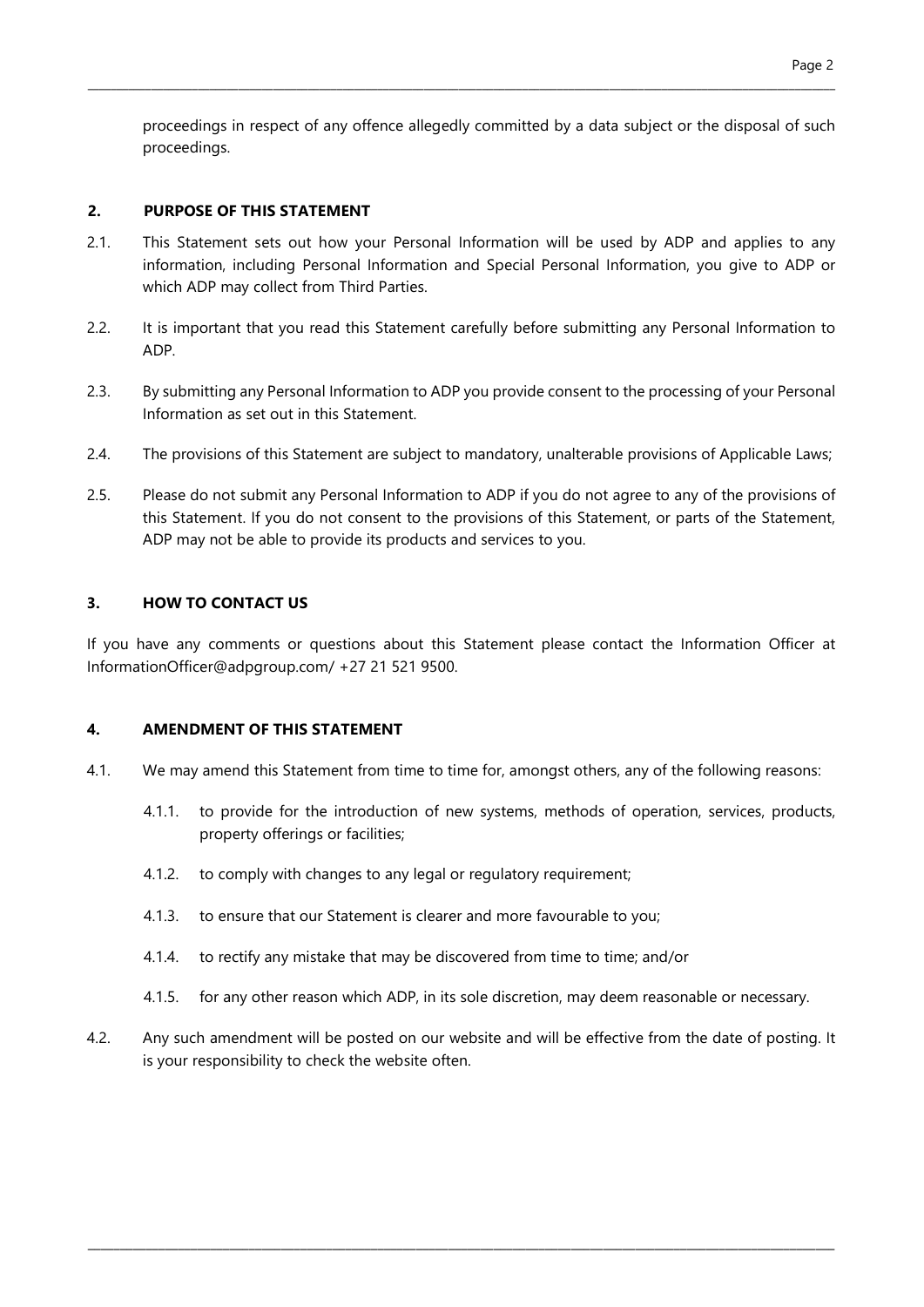proceedings in respect of any offence allegedly committed by a data subject or the disposal of such proceedings.

## 2. PURPOSE OF THIS STATEMENT

2.1. This Statement sets out how your Personal Information will be used by ADP and applies to any information, including Personal Information and Special Personal Information, you give to ADP or which ADP may collect from Third Parties.

2.2. It is important that you read this Statement carefully before submitting any Personal Information to ADP.

2.3. By submitting any Personal Information to ADP you provide consent to the processing of your Personal Information as set out in this Statement.

2.4. The provisions of this Statement are subject to mandatory, unalterable provisions of Applicable Laws;

2.5. Please do not submit any Personal Information to ADP if you do not agree to any of the provisions of this Statement. If you do not consent to the provisions of this Statement, or parts of the Statement, ADP may not be able to provide its products and services to you.

## 3. HOW TO CONTACT US

If you have any comments or questions about this Statement please contact the Information Officer at InformationOfficer@adpgroup.com/ +27 21 521 9500.

## 4. AMENDMENT OF THIS STATEMENT

4.1. We may amend this Statement from time to time for, amongst others, any of the following reasons:

4.1.1. to provide for the introduction of new systems, methods of operation, services, products, property offerings or facilities;

4.1.2. to comply with changes to any legal or regulatory requirement;

4.1.3. to ensure that our Statement is clearer and more favourable to you;

4.1.4. to rectify any mistake that may be discovered from time to time; and/or

4.1.5. for any other reason which ADP, in its sole discretion, may deem reasonable or necessary.

4.2. Any such amendment will be posted on our website and will be effective from the date of posting. It is your responsibility to check the website often.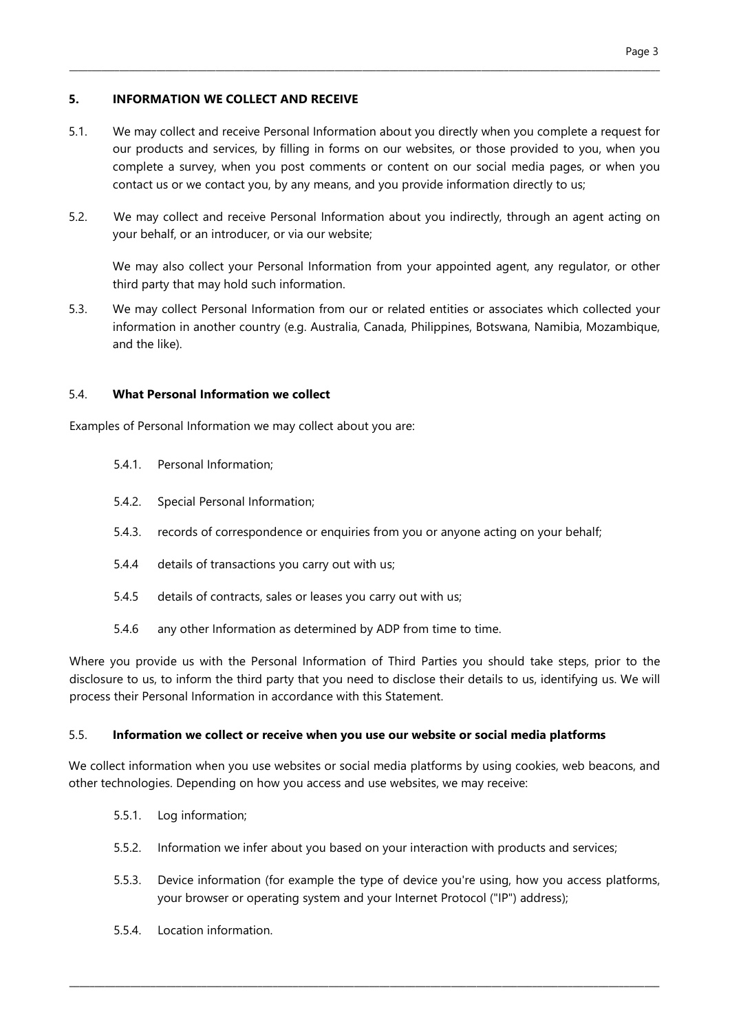## 5. INFORMATION WE COLLECT AND RECEIVE

5.1. We may collect and receive Personal Information about you directly when you complete a request for our products and services, by filling in forms on our websites, or those provided to you, when you complete a survey, when you post comments or content on our social media pages, or when you contact us or we contact you, by any means, and you provide information directly to us;

5.2. We may collect and receive Personal Information about you indirectly, through an agent acting on your behalf, or an introducer, or via our website;

We may also collect your Personal Information from your appointed agent, any regulator, or other third party that may hold such information.

5.3. We may collect Personal Information from our or related entities or associates which collected your information in another country (e.g. Australia, Canada, Philippines, Botswana, Namibia, Mozambique, and the like).

### 5.4. What Personal Information we collect

Examples of Personal Information we may collect about you are:

5.4.1. Personal Information;

5.4.2. Special Personal Information;

5.4.3. records of correspondence or enquiries from you or anyone acting on your behalf;

5.4.4 details of transactions you carry out with us;

5.4.5 details of contracts, sales or leases you carry out with us;

5.4.6 any other Information as determined by ADP from time to time.

Where you provide us with the Personal Information of Third Parties you should take steps, prior to the disclosure to us, to inform the third party that you need to disclose their details to us, identifying us. We will process their Personal Information in accordance with this Statement.

### 5.5. Information we collect or receive when you use our website or social media platforms

We collect information when you use websites or social media platforms by using cookies, web beacons, and other technologies. Depending on how you access and use websites, we may receive:

5.5.1. Log information;

5.5.2. Information we infer about you based on your interaction with products and services;

5.5.3. Device information (for example the type of device you're using, how you access platforms, your browser or operating system and your Internet Protocol ("IP") address);

5.5.4. Location information.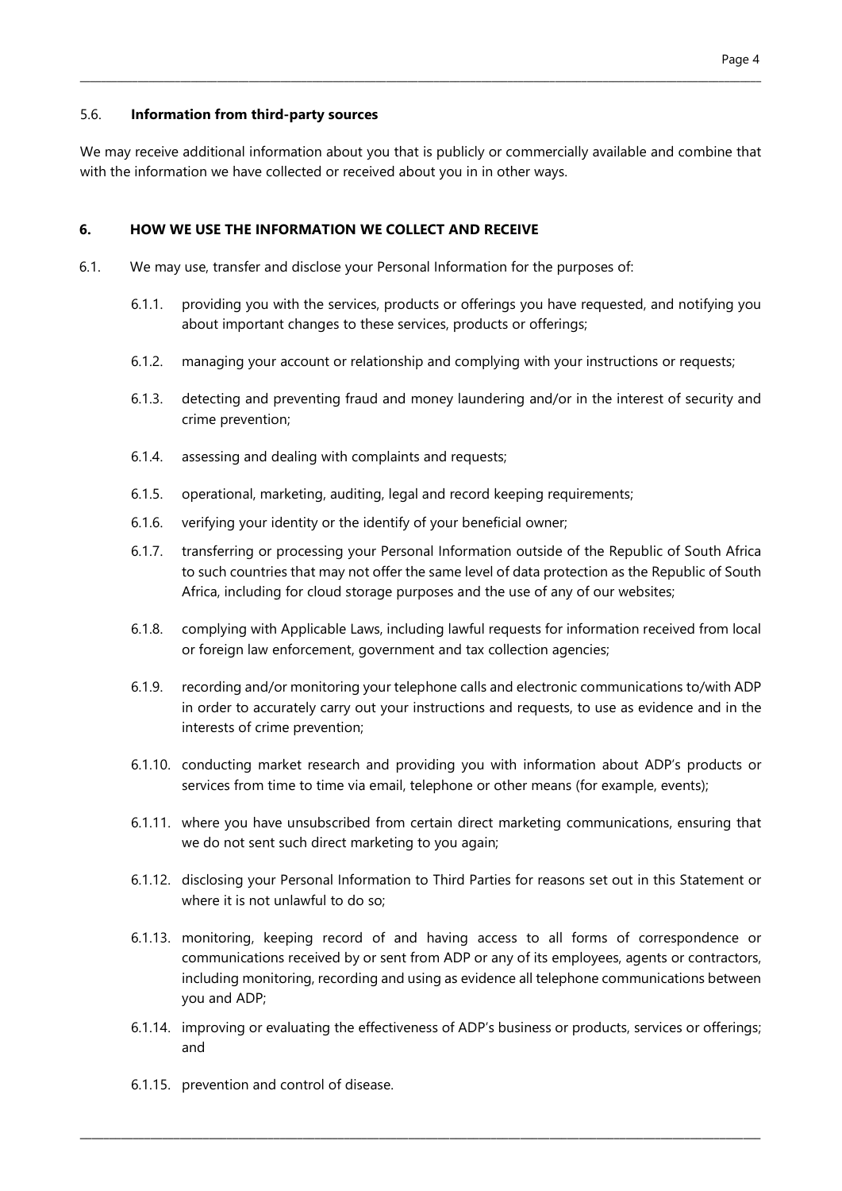### 5.6. **Information from third-party sources**

We may receive additional information about you that is publicly or commercially available and combine that with the information we have collected or received about you in in other ways.

## 6. HOW WE USE THE INFORMATION WE COLLECT AND RECEIVE

6.1. We may use, transfer and disclose your Personal Information for the purposes of:

- 6.1.1. providing you with the services, products or offerings you have requested, and notifying you about important changes to these services, products or offerings;
- 6.1.2. managing your account or relationship and complying with your instructions or requests;
- 6.1.3. detecting and preventing fraud and money laundering and/or in the interest of security and crime prevention;
- 6.1.4. assessing and dealing with complaints and requests;
- 6.1.5. operational, marketing, auditing, legal and record keeping requirements;
- 6.1.6. verifying your identity or the identify of your beneficial owner;
- 6.1.7. transferring or processing your Personal Information outside of the Republic of South Africa to such countries that may not offer the same level of data protection as the Republic of South Africa, including for cloud storage purposes and the use of any of our websites;
- 6.1.8. complying with Applicable Laws, including lawful requests for information received from local or foreign law enforcement, government and tax collection agencies;
- 6.1.9. recording and/or monitoring your telephone calls and electronic communications to/with ADP in order to accurately carry out your instructions and requests, to use as evidence and in the interests of crime prevention;
- 6.1.10. conducting market research and providing you with information about ADP's products or services from time to time via email, telephone or other means (for example, events);
- 6.1.11. where you have unsubscribed from certain direct marketing communications, ensuring that we do not sent such direct marketing to you again;
- 6.1.12. disclosing your Personal Information to Third Parties for reasons set out in this Statement or where it is not unlawful to do so;
- 6.1.13. monitoring, keeping record of and having access to all forms of correspondence or communications received by or sent from ADP or any of its employees, agents or contractors, including monitoring, recording and using as evidence all telephone communications between you and ADP;
- 6.1.14. improving or evaluating the effectiveness of ADP's business or products, services or offerings; and
- 6.1.15. prevention and control of disease.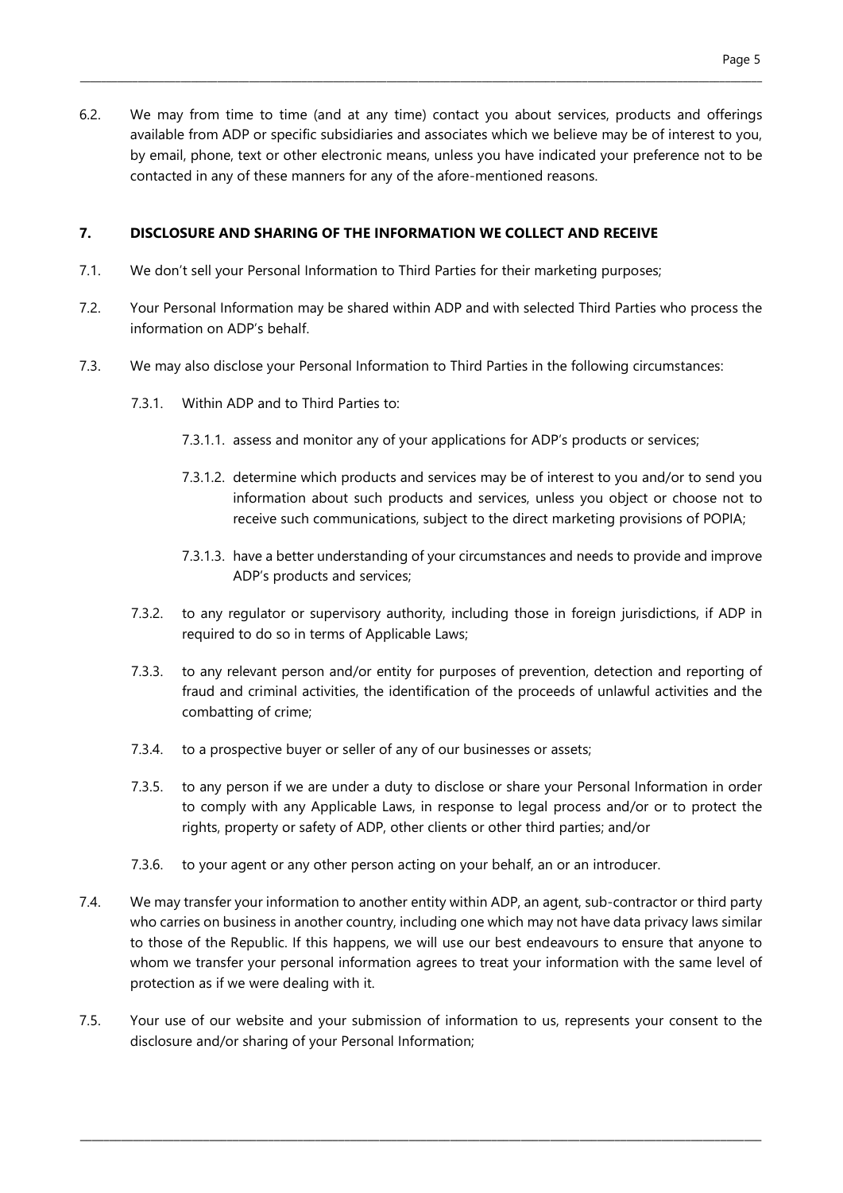6.2. We may from time to time (and at any time) contact you about services, products and offerings available from ADP or specific subsidiaries and associates which we believe may be of interest to you, by email, phone, text or other electronic means, unless you have indicated your preference not to be contacted in any of these manners for any of the afore-mentioned reasons.

## 7. DISCLOSURE AND SHARING OF THE INFORMATION WE COLLECT AND RECEIVE

7.1. We don't sell your Personal Information to Third Parties for their marketing purposes;

7.2. Your Personal Information may be shared within ADP and with selected Third Parties who process the information on ADP's behalf.

7.3. We may also disclose your Personal Information to Third Parties in the following circumstances:

- 7.3.1. Within ADP and to Third Parties to:
  - 7.3.1.1. assess and monitor any of your applications for ADP's products or services;
  - 7.3.1.2. determine which products and services may be of interest to you and/or to send you information about such products and services, unless you object or choose not to receive such communications, subject to the direct marketing provisions of POPIA;
  - 7.3.1.3. have a better understanding of your circumstances and needs to provide and improve ADP's products and services;
- 7.3.2. to any regulator or supervisory authority, including those in foreign jurisdictions, if ADP in required to do so in terms of Applicable Laws;
- 7.3.3. to any relevant person and/or entity for purposes of prevention, detection and reporting of fraud and criminal activities, the identification of the proceeds of unlawful activities and the combatting of crime;
- 7.3.4. to a prospective buyer or seller of any of our businesses or assets;
- 7.3.5. to any person if we are under a duty to disclose or share your Personal Information in order to comply with any Applicable Laws, in response to legal process and/or or to protect the rights, property or safety of ADP, other clients or other third parties; and/or
- 7.3.6. to your agent or any other person acting on your behalf, an or an introducer.

7.4. We may transfer your information to another entity within ADP, an agent, sub-contractor or third party who carries on business in another country, including one which may not have data privacy laws similar to those of the Republic. If this happens, we will use our best endeavours to ensure that anyone to whom we transfer your personal information agrees to treat your information with the same level of protection as if we were dealing with it.

7.5. Your use of our website and your submission of information to us, represents your consent to the disclosure and/or sharing of your Personal Information;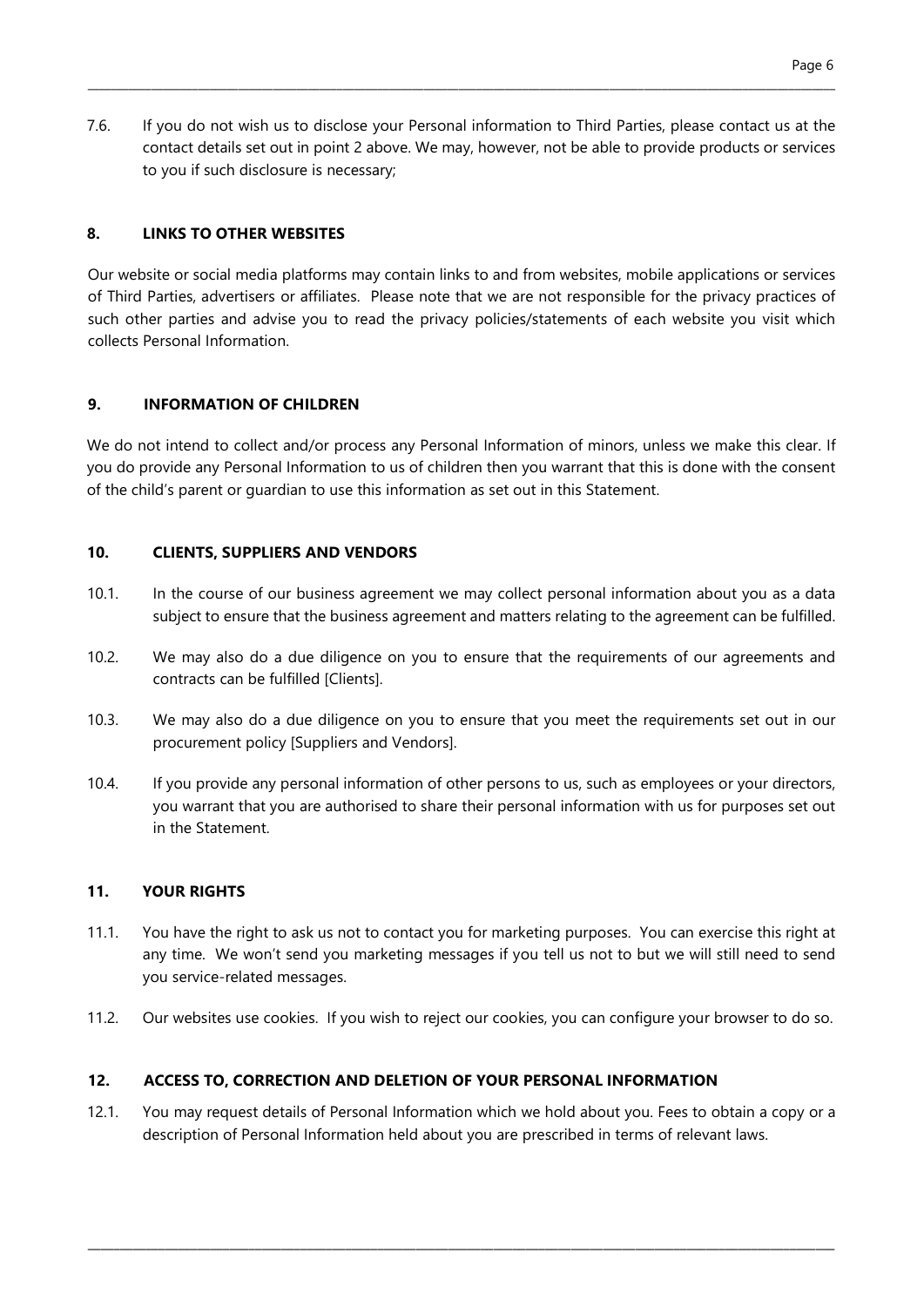7.6. If you do not wish us to disclose your Personal information to Third Parties, please contact us at the contact details set out in point 2 above. We may, however, not be able to provide products or services to you if such disclosure is necessary;

## 8. LINKS TO OTHER WEBSITES

Our website or social media platforms may contain links to and from websites, mobile applications or services of Third Parties, advertisers or affiliates. Please note that we are not responsible for the privacy practices of such other parties and advise you to read the privacy policies/statements of each website you visit which collects Personal Information.

## 9. INFORMATION OF CHILDREN

We do not intend to collect and/or process any Personal Information of minors, unless we make this clear. If you do provide any Personal Information to us of children then you warrant that this is done with the consent of the child's parent or guardian to use this information as set out in this Statement.

## 10. CLIENTS, SUPPLIERS AND VENDORS

10.1. In the course of our business agreement we may collect personal information about you as a data subject to ensure that the business agreement and matters relating to the agreement can be fulfilled.

10.2. We may also do a due diligence on you to ensure that the requirements of our agreements and contracts can be fulfilled [Clients].

10.3. We may also do a due diligence on you to ensure that you meet the requirements set out in our procurement policy [Suppliers and Vendors].

10.4. If you provide any personal information of other persons to us, such as employees or your directors, you warrant that you are authorised to share their personal information with us for purposes set out in the Statement.

## 11. YOUR RIGHTS

11.1. You have the right to ask us not to contact you for marketing purposes. You can exercise this right at any time. We won't send you marketing messages if you tell us not to but we will still need to send you service-related messages.

11.2. Our websites use cookies. If you wish to reject our cookies, you can configure your browser to do so.

## 12. ACCESS TO, CORRECTION AND DELETION OF YOUR PERSONAL INFORMATION

12.1. You may request details of Personal Information which we hold about you. Fees to obtain a copy or a description of Personal Information held about you are prescribed in terms of relevant laws.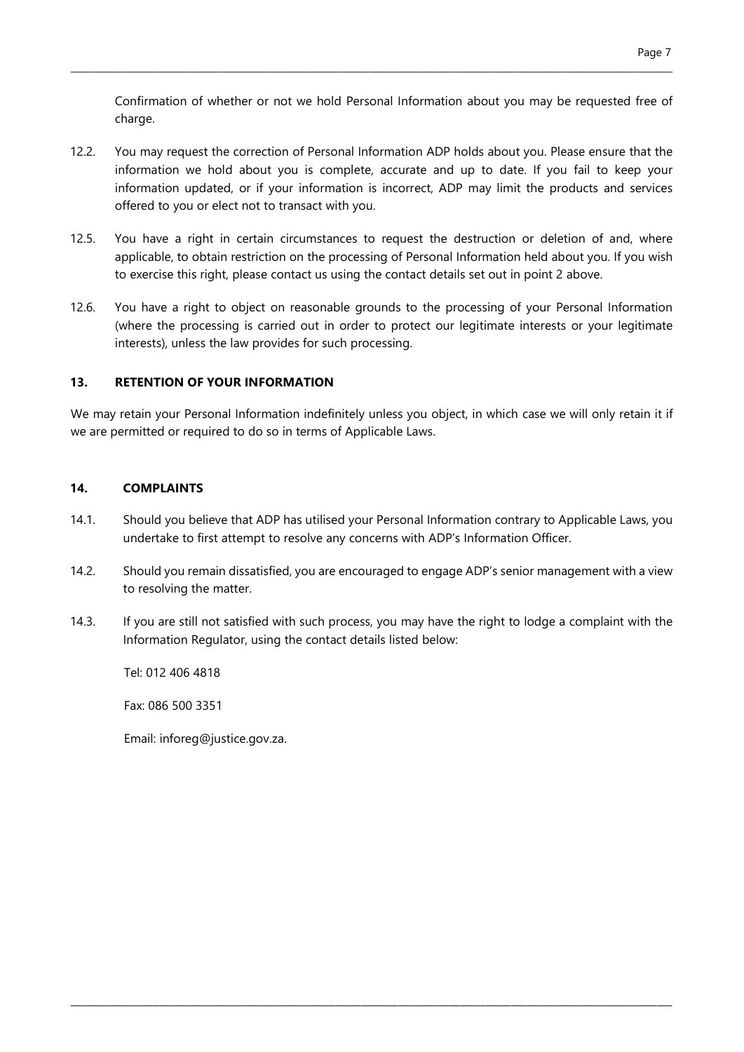Confirmation of whether or not we hold Personal Information about you may be requested free of charge.

12.2. You may request the correction of Personal Information ADP holds about you. Please ensure that the information we hold about you is complete, accurate and up to date. If you fail to keep your information updated, or if your information is incorrect, ADP may limit the products and services offered to you or elect not to transact with you.

12.5. You have a right in certain circumstances to request the destruction or deletion of and, where applicable, to obtain restriction on the processing of Personal Information held about you. If you wish to exercise this right, please contact us using the contact details set out in point 2 above.

12.6. You have a right to object on reasonable grounds to the processing of your Personal Information (where the processing is carried out in order to protect our legitimate interests or your legitimate interests), unless the law provides for such processing.

## 13. RETENTION OF YOUR INFORMATION

We may retain your Personal Information indefinitely unless you object, in which case we will only retain it if we are permitted or required to do so in terms of Applicable Laws.

## 14. COMPLAINTS

14.1. Should you believe that ADP has utilised your Personal Information contrary to Applicable Laws, you undertake to first attempt to resolve any concerns with ADP's Information Officer.

14.2. Should you remain dissatisfied, you are encouraged to engage ADP's senior management with a view to resolving the matter.

14.3. If you are still not satisfied with such process, you may have the right to lodge a complaint with the Information Regulator, using the contact details listed below:

Tel: 012 406 4818

Fax: 086 500 3351

Email: inforeg@justice.gov.za.